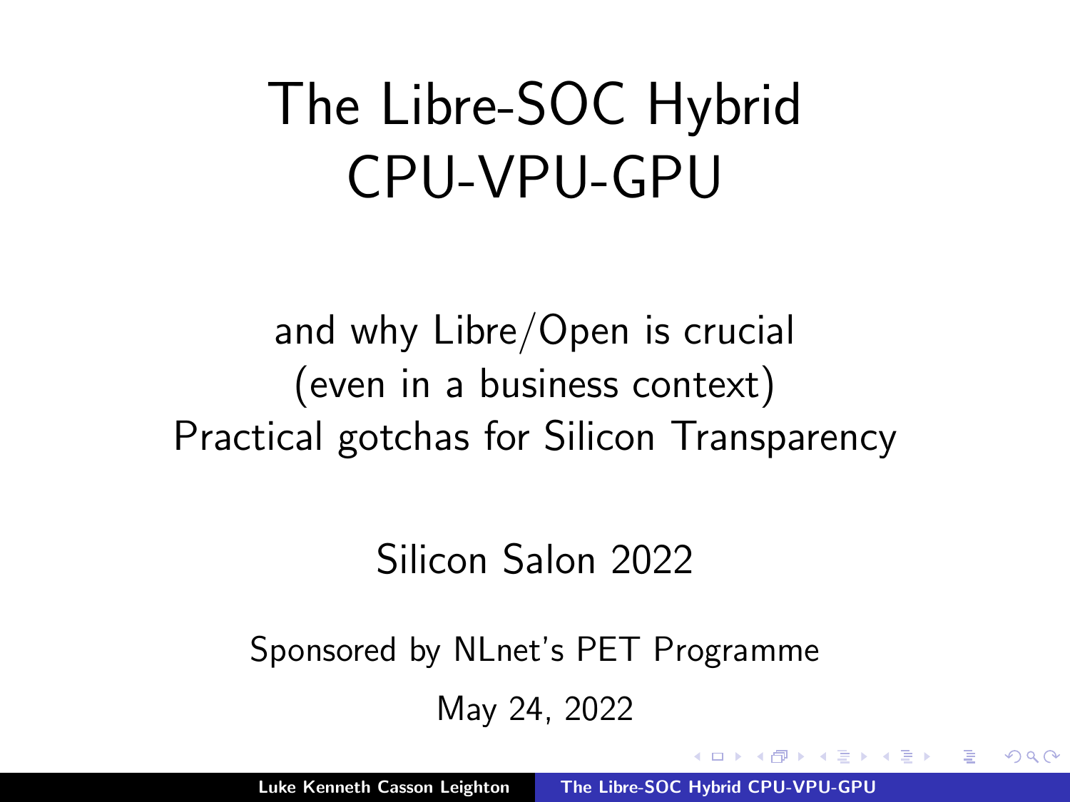# The Libre-SOC Hybrid CPU-VPU-GPU

and why Libre/Open is crucial
(even in a business context)
Practical gotchas for Silicon Transparency

Silicon Salon 2022

Sponsored by NLnet's PET Programme

May 24, 2022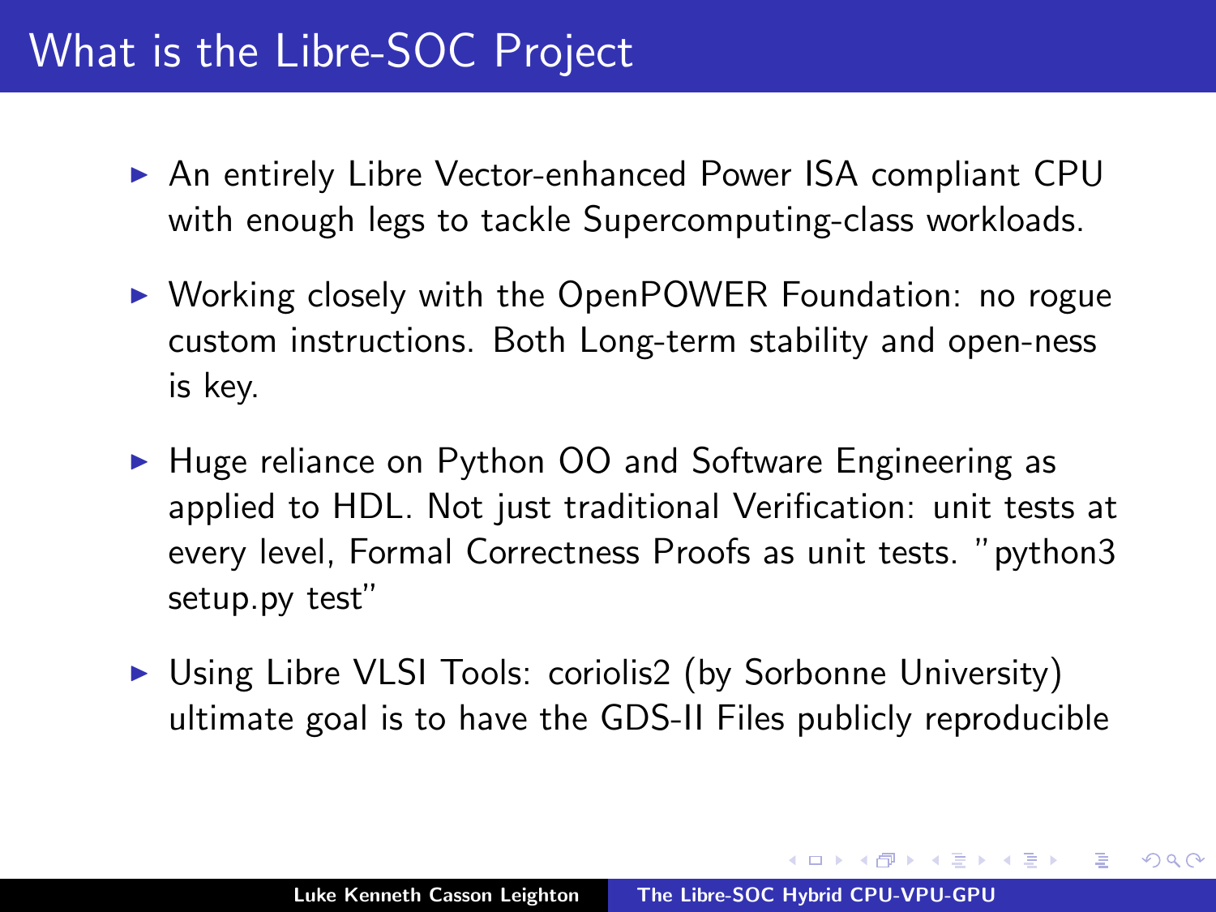# What is the Libre-SOC Project

- An entirely Libre Vector-enhanced Power ISA compliant CPU with enough legs to tackle Supercomputing-class workloads.
- Working closely with the OpenPOWER Foundation: no rogue custom instructions. Both Long-term stability and open-ness is key.
- Huge reliance on Python OO and Software Engineering as applied to HDL. Not just traditional Verification: unit tests at every level, Formal Correctness Proofs as unit tests. "python3 setup.py test"
- Using Libre VLSI Tools: coriolis2 (by Sorbonne University) ultimate goal is to have the GDS-II Files publicly reproducible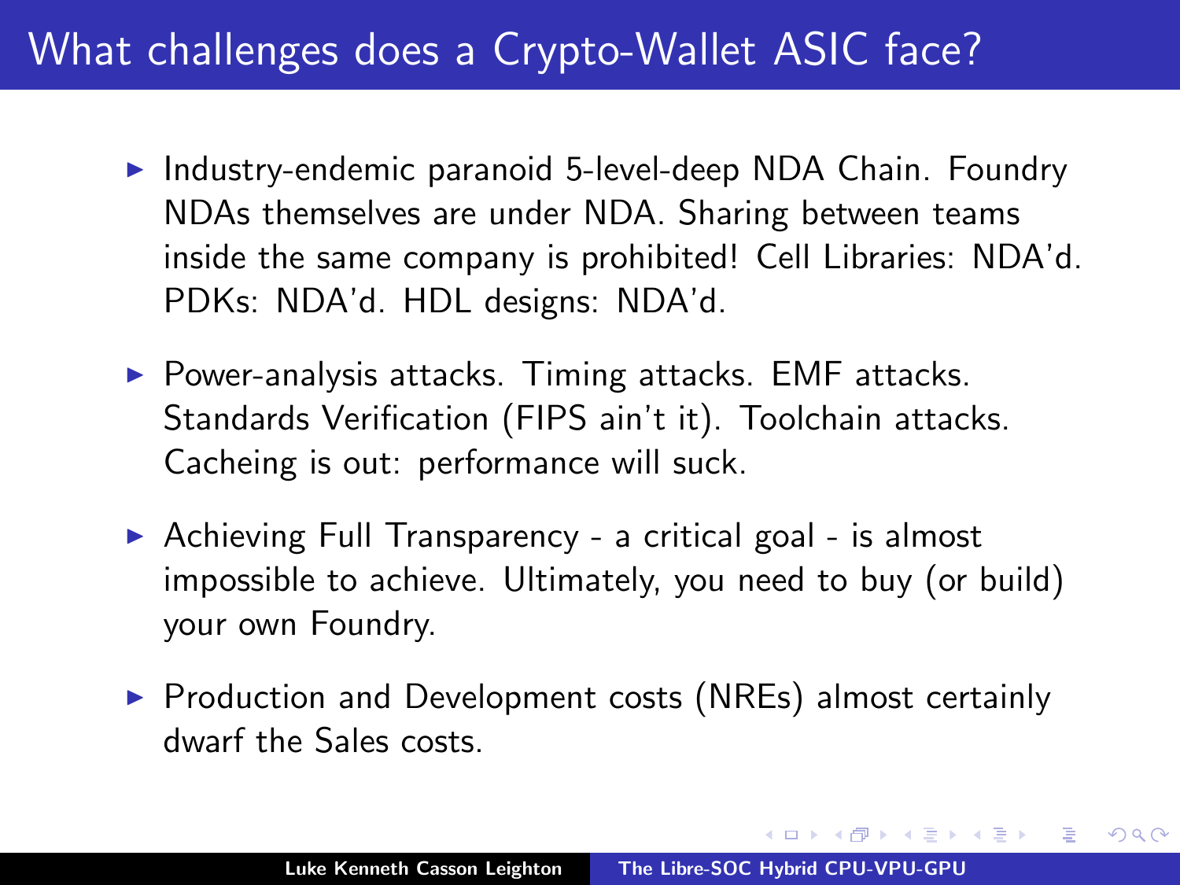# What challenges does a Crypto-Wallet ASIC face?

- Industry-endemic paranoid 5-level-deep NDA Chain. Foundry NDAs themselves are under NDA. Sharing between teams inside the same company is prohibited! Cell Libraries: NDA'd. PDKs: NDA'd. HDL designs: NDA'd.
- Power-analysis attacks. Timing attacks. EMF attacks. Standards Verification (FIPS ain't it). Toolchain attacks. Cacheing is out: performance will suck.
- Achieving Full Transparency - a critical goal - is almost impossible to achieve. Ultimately, you need to buy (or build) your own Foundry.
- Production and Development costs (NREs) almost certainly dwarf the Sales costs.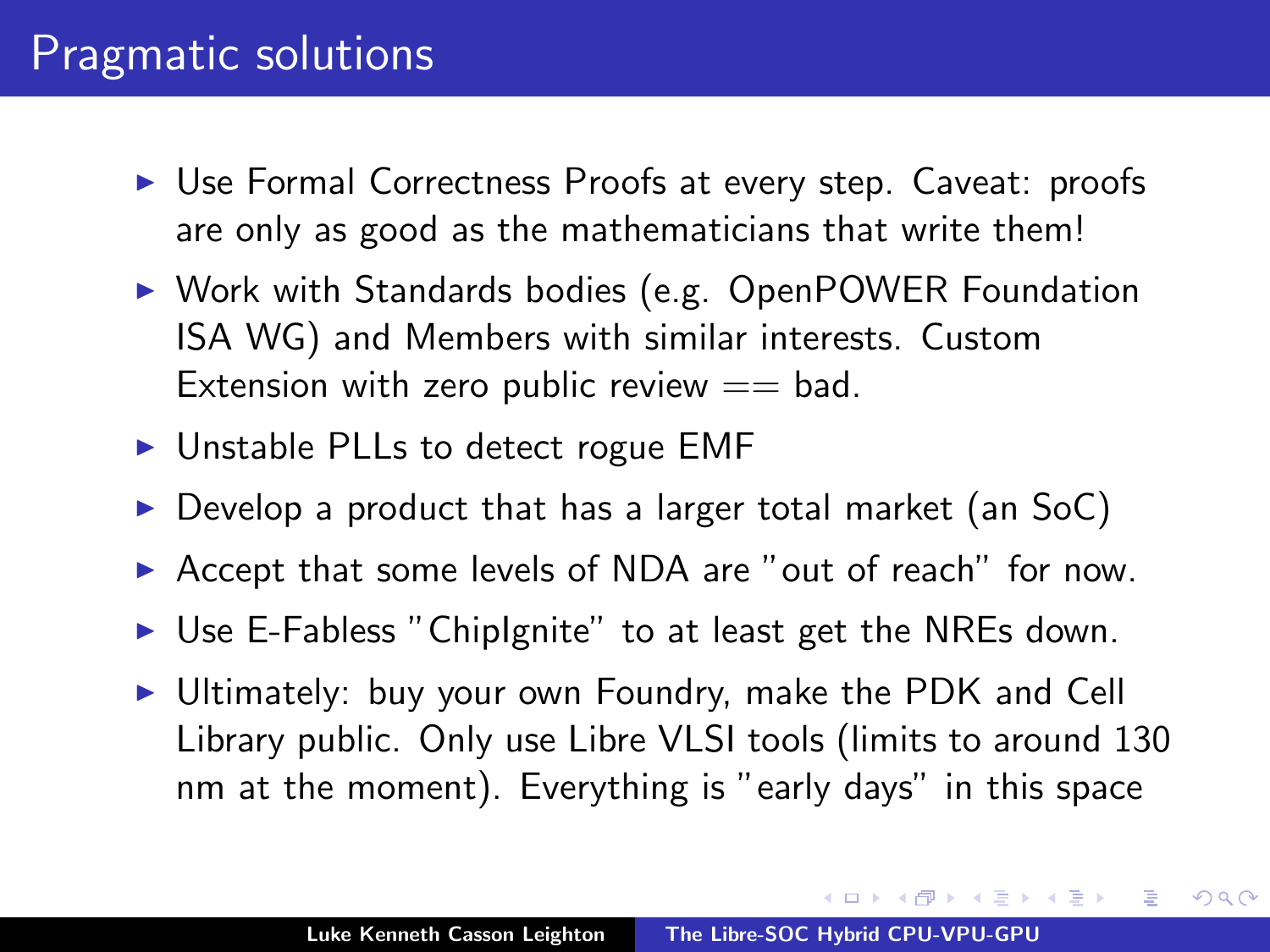# Pragmatic solutions

- Use Formal Correctness Proofs at every step. Caveat: proofs are only as good as the mathematicians that write them!
- Work with Standards bodies (e.g. OpenPOWER Foundation ISA WG) and Members with similar interests. Custom Extension with zero public review == bad.
- Unstable PLLs to detect rogue EMF
- Develop a product that has a larger total market (an SoC)
- Accept that some levels of NDA are "out of reach" for now.
- Use E-Fabless "ChipIgnite" to at least get the NREs down.
- Ultimately: buy your own Foundry, make the PDK and Cell Library public. Only use Libre VLSI tools (limits to around 130 nm at the moment). Everything is "early days" in this space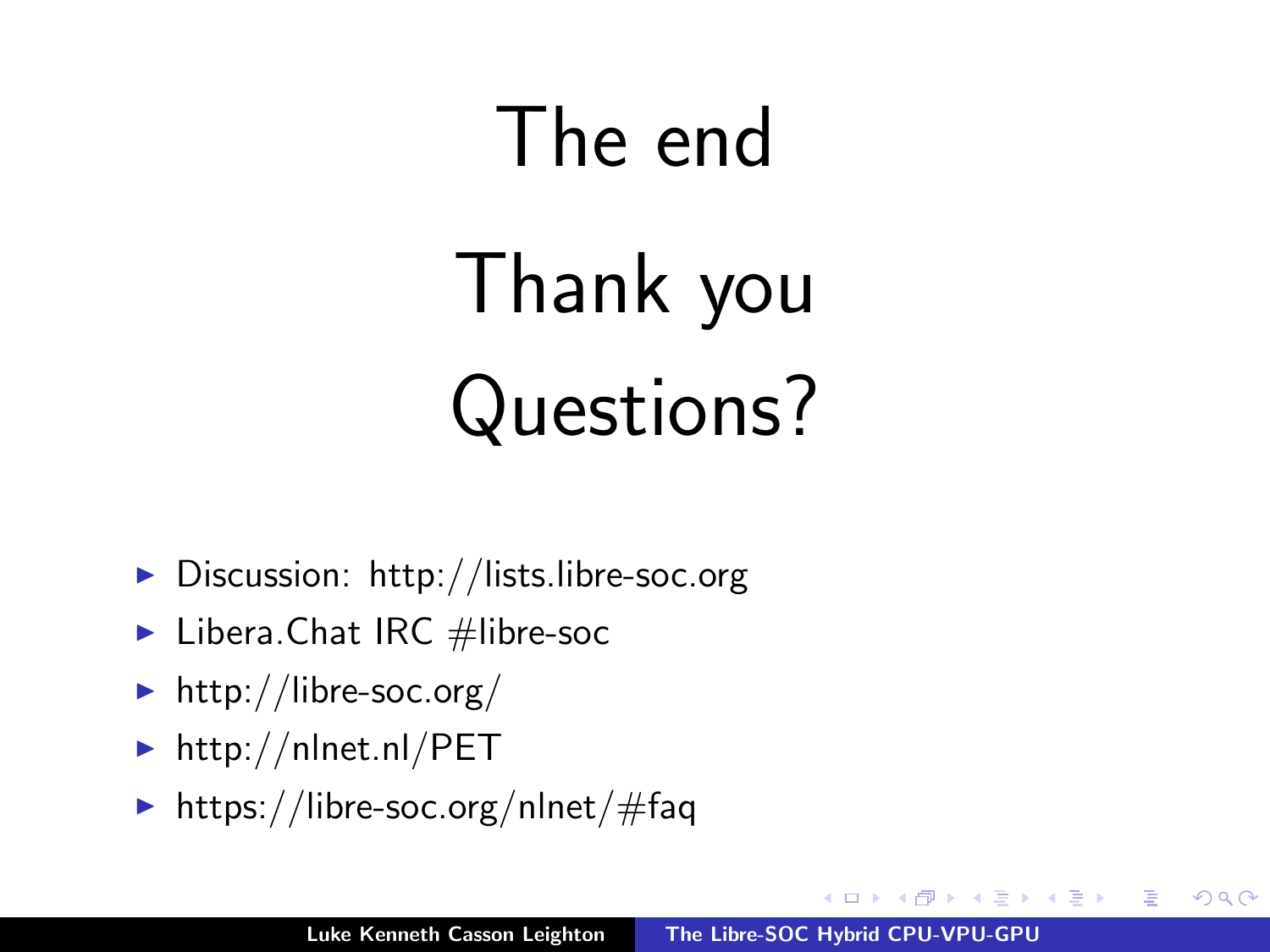# The end

# Thank you

# Questions?

- Discussion: http://lists.libre-soc.org
- Libera.Chat IRC #libre-soc
- http://libre-soc.org/
- http://nlnet.nl/PET
- https://libre-soc.org/nlnet/#faq